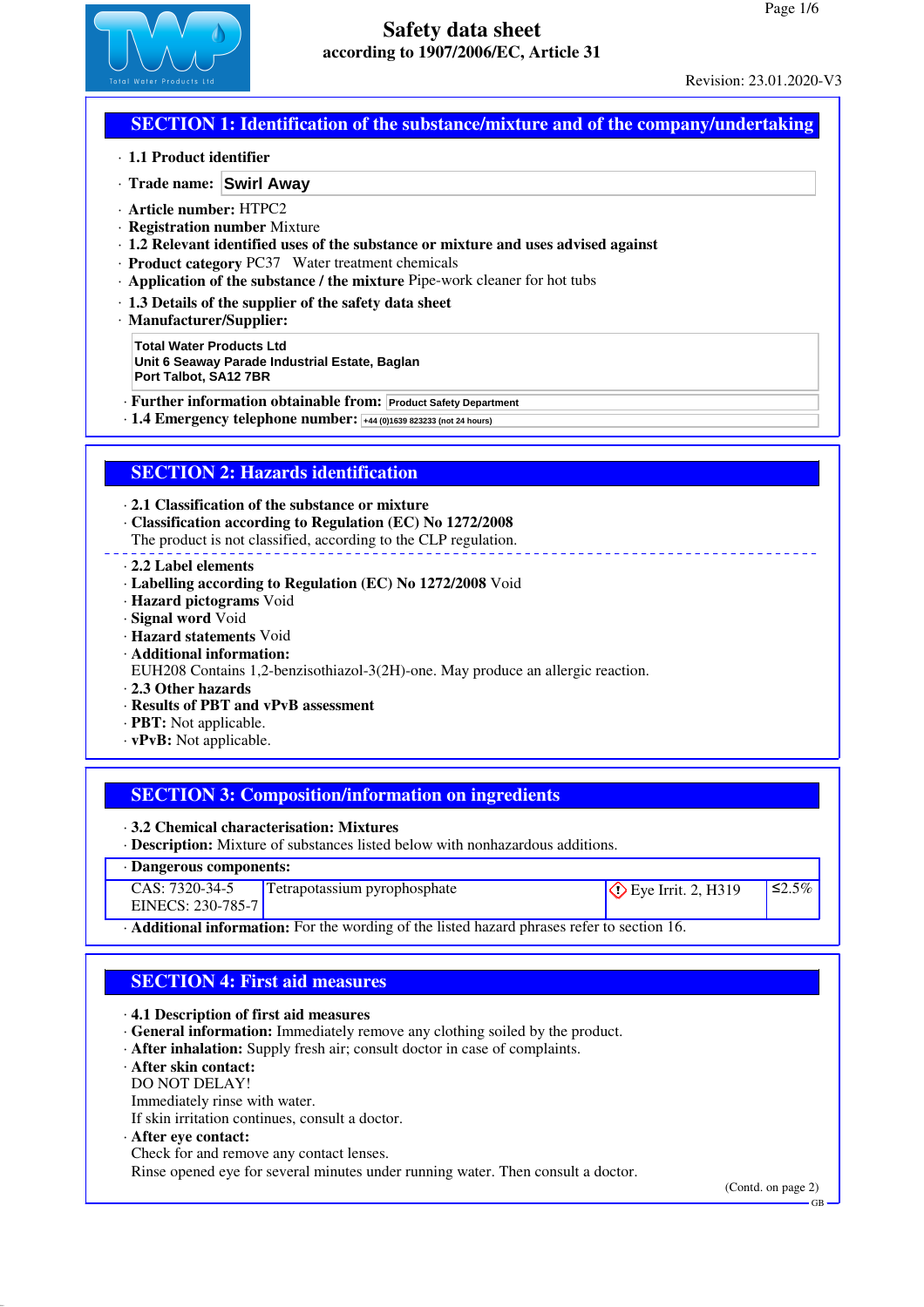# Safety data sheet
according to 1907/2006/EC, Article 31

Revision: 23.01.2020-V3

## SECTION 1: Identification of the substance/mixture and of the company/undertaking

· **1.1 Product identifier**

· **Trade name:** Swirl Away

· **Article number:** HTPC2
· **Registration number** Mixture
· **1.2 Relevant identified uses of the substance or mixture and uses advised against**
· **Product category** PC37 Water treatment chemicals
· **Application of the substance / the mixture** Pipe-work cleaner for hot tubs
· **1.3 Details of the supplier of the safety data sheet**
· **Manufacturer/Supplier:**

**Total Water Products Ltd**
**Unit 6 Seaway Parade Industrial Estate, Baglan**
**Port Talbot, SA12 7BR**

· **Further information obtainable from:** Product Safety Department
· **1.4 Emergency telephone number:** +44 (0)1639 823233 (not 24 hours)

## SECTION 2: Hazards identification

· **2.1 Classification of the substance or mixture**
· **Classification according to Regulation (EC) No 1272/2008**
The product is not classified, according to the CLP regulation.

· **2.2 Label elements**
· **Labelling according to Regulation (EC) No 1272/2008** Void
· **Hazard pictograms** Void
· **Signal word** Void
· **Hazard statements** Void
· **Additional information:**
EUH208 Contains 1,2-benzisothiazol-3(2H)-one. May produce an allergic reaction.
· **2.3 Other hazards**
· **Results of PBT and vPvB assessment**
· **PBT:** Not applicable.
· **vPvB:** Not applicable.

## SECTION 3: Composition/information on ingredients

· **3.2 Chemical characterisation: Mixtures**
· **Description:** Mixture of substances listed below with nonhazardous additions.

| · Dangerous components: | | | |
|---|---|---|---|
| CAS: 7320-34-5<br>EINECS: 230-785-7 | Tetrapotassium pyrophosphate | Eye Irrit. 2, H319 | ≤2.5% |

· **Additional information:** For the wording of the listed hazard phrases refer to section 16.

## SECTION 4: First aid measures

· **4.1 Description of first aid measures**
· **General information:** Immediately remove any clothing soiled by the product.
· **After inhalation:** Supply fresh air; consult doctor in case of complaints.
· **After skin contact:**
DO NOT DELAY!
Immediately rinse with water.
If skin irritation continues, consult a doctor.
· **After eye contact:**
Check for and remove any contact lenses.
Rinse opened eye for several minutes under running water. Then consult a doctor.

(Contd. on page 2)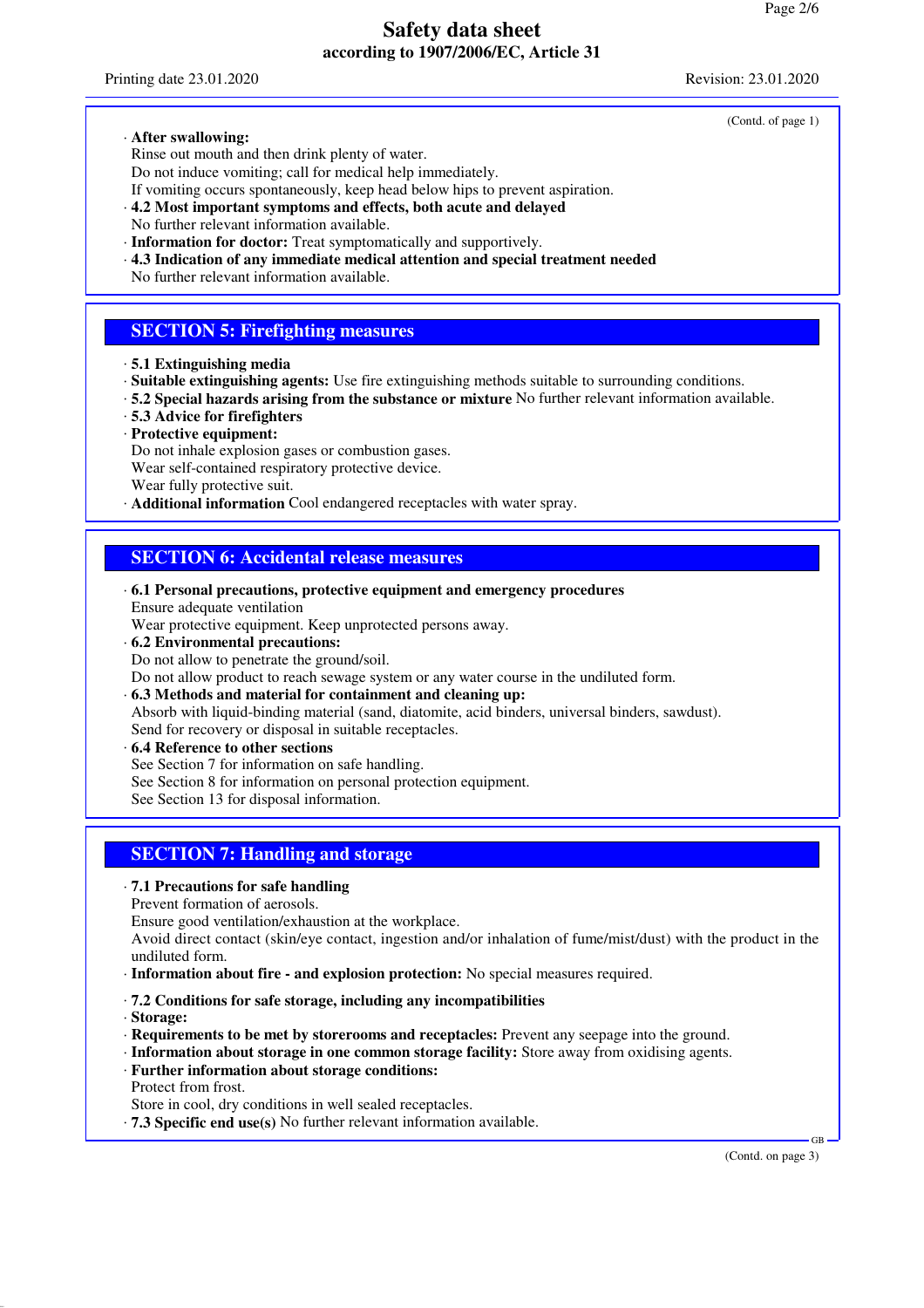(Contd. of page 1)

· **After swallowing:**
Rinse out mouth and then drink plenty of water.
Do not induce vomiting; call for medical help immediately.
If vomiting occurs spontaneously, keep head below hips to prevent aspiration.
· **4.2 Most important symptoms and effects, both acute and delayed**
No further relevant information available.
· **Information for doctor:** Treat symptomatically and supportively.
· **4.3 Indication of any immediate medical attention and special treatment needed**
No further relevant information available.

## SECTION 5: Firefighting measures

· **5.1 Extinguishing media**
· **Suitable extinguishing agents:** Use fire extinguishing methods suitable to surrounding conditions.
· **5.2 Special hazards arising from the substance or mixture** No further relevant information available.
· **5.3 Advice for firefighters**
· **Protective equipment:**
Do not inhale explosion gases or combustion gases.
Wear self-contained respiratory protective device.
Wear fully protective suit.
· **Additional information** Cool endangered receptacles with water spray.

## SECTION 6: Accidental release measures

· **6.1 Personal precautions, protective equipment and emergency procedures**
Ensure adequate ventilation
Wear protective equipment. Keep unprotected persons away.
· **6.2 Environmental precautions:**
Do not allow to penetrate the ground/soil.
Do not allow product to reach sewage system or any water course in the undiluted form.
· **6.3 Methods and material for containment and cleaning up:**
Absorb with liquid-binding material (sand, diatomite, acid binders, universal binders, sawdust).
Send for recovery or disposal in suitable receptacles.
· **6.4 Reference to other sections**
See Section 7 for information on safe handling.
See Section 8 for information on personal protection equipment.
See Section 13 for disposal information.

## SECTION 7: Handling and storage

· **7.1 Precautions for safe handling**
Prevent formation of aerosols.
Ensure good ventilation/exhaustion at the workplace.
Avoid direct contact (skin/eye contact, ingestion and/or inhalation of fume/mist/dust) with the product in the undiluted form.
· **Information about fire - and explosion protection:** No special measures required.

· **7.2 Conditions for safe storage, including any incompatibilities**
· **Storage:**
· **Requirements to be met by storerooms and receptacles:** Prevent any seepage into the ground.
· **Information about storage in one common storage facility:** Store away from oxidising agents.
· **Further information about storage conditions:**
Protect from frost.
Store in cool, dry conditions in well sealed receptacles.
· **7.3 Specific end use(s)** No further relevant information available.

(Contd. on page 3)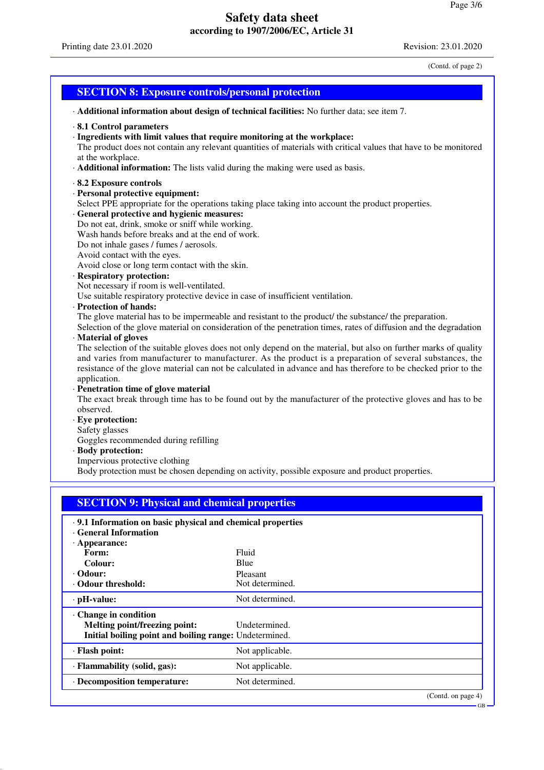(Contd. of page 2)

## SECTION 8: Exposure controls/personal protection

· **Additional information about design of technical facilities:** No further data; see item 7.

· **8.1 Control parameters**
· **Ingredients with limit values that require monitoring at the workplace:**
The product does not contain any relevant quantities of materials with critical values that have to be monitored at the workplace.
· **Additional information:** The lists valid during the making were used as basis.

· **8.2 Exposure controls**
· **Personal protective equipment:**
Select PPE appropriate for the operations taking place taking into account the product properties.
· **General protective and hygienic measures:**
Do not eat, drink, smoke or sniff while working.
Wash hands before breaks and at the end of work.
Do not inhale gases / fumes / aerosols.
Avoid contact with the eyes.
Avoid close or long term contact with the skin.
· **Respiratory protection:**
Not necessary if room is well-ventilated.
Use suitable respiratory protective device in case of insufficient ventilation.
· **Protection of hands:**
The glove material has to be impermeable and resistant to the product/ the substance/ the preparation.
Selection of the glove material on consideration of the penetration times, rates of diffusion and the degradation
· **Material of gloves**
The selection of the suitable gloves does not only depend on the material, but also on further marks of quality and varies from manufacturer to manufacturer. As the product is a preparation of several substances, the resistance of the glove material can not be calculated in advance and has therefore to be checked prior to the application.
· **Penetration time of glove material**
The exact break through time has to be found out by the manufacturer of the protective gloves and has to be observed.
· **Eye protection:**
Safety glasses
Goggles recommended during refilling
· **Body protection:**
Impervious protective clothing
Body protection must be chosen depending on activity, possible exposure and product properties.

## SECTION 9: Physical and chemical properties

· **9.1 Information on basic physical and chemical properties**
· **General Information**

| | |
|---|---|
| · **Appearance:** | |
| **Form:** | Fluid |
| **Colour:** | Blue |
| · **Odour:** | Pleasant |
| · **Odour threshold:** | Not determined. |
| · **pH-value:** | Not determined. |
| · **Change in condition** | |
| **Melting point/freezing point:** | Undetermined. |
| **Initial boiling point and boiling range:** | Undetermined. |
| · **Flash point:** | Not applicable. |
| · **Flammability (solid, gas):** | Not applicable. |
| · **Decomposition temperature:** | Not determined. |

(Contd. on page 4)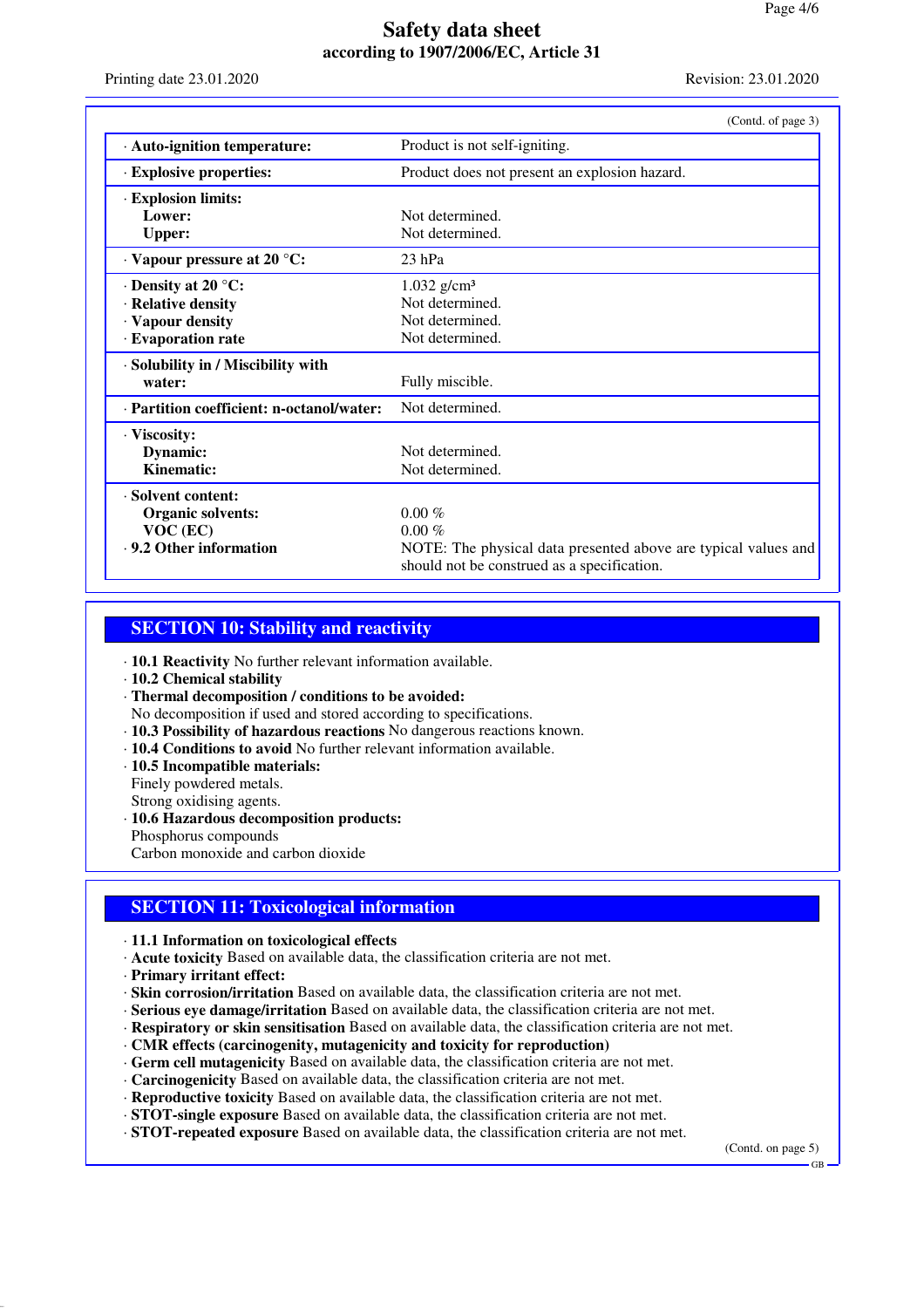(Contd. of page 3)

| | |
|---|---|
| · **Auto-ignition temperature:** | Product is not self-igniting. |
| · **Explosive properties:** | Product does not present an explosion hazard. |
| · **Explosion limits:** | |
| **Lower:** | Not determined. |
| **Upper:** | Not determined. |
| · **Vapour pressure at 20 °C:** | 23 hPa |
| · **Density at 20 °C:** | 1.032 g/cm³ |
| · **Relative density** | Not determined. |
| · **Vapour density** | Not determined. |
| · **Evaporation rate** | Not determined. |
| · **Solubility in / Miscibility with water:** | Fully miscible. |
| · **Partition coefficient: n-octanol/water:** | Not determined. |
| · **Viscosity:** | |
| **Dynamic:** | Not determined. |
| **Kinematic:** | Not determined. |
| · **Solvent content:** | |
| **Organic solvents:** | 0.00 % |
| **VOC (EC)** | 0.00 % |
| · **9.2 Other information** | NOTE: The physical data presented above are typical values and should not be construed as a specification. |

## SECTION 10: Stability and reactivity

· **10.1 Reactivity** No further relevant information available.
· **10.2 Chemical stability**
· **Thermal decomposition / conditions to be avoided:**
No decomposition if used and stored according to specifications.
· **10.3 Possibility of hazardous reactions** No dangerous reactions known.
· **10.4 Conditions to avoid** No further relevant information available.
· **10.5 Incompatible materials:**
Finely powdered metals.
Strong oxidising agents.
· **10.6 Hazardous decomposition products:**
Phosphorus compounds
Carbon monoxide and carbon dioxide

## SECTION 11: Toxicological information

· **11.1 Information on toxicological effects**
· **Acute toxicity** Based on available data, the classification criteria are not met.
· **Primary irritant effect:**
· **Skin corrosion/irritation** Based on available data, the classification criteria are not met.
· **Serious eye damage/irritation** Based on available data, the classification criteria are not met.
· **Respiratory or skin sensitisation** Based on available data, the classification criteria are not met.
· **CMR effects (carcinogenity, mutagenicity and toxicity for reproduction)**
· **Germ cell mutagenicity** Based on available data, the classification criteria are not met.
· **Carcinogenicity** Based on available data, the classification criteria are not met.
· **Reproductive toxicity** Based on available data, the classification criteria are not met.
· **STOT-single exposure** Based on available data, the classification criteria are not met.
· **STOT-repeated exposure** Based on available data, the classification criteria are not met.

(Contd. on page 5)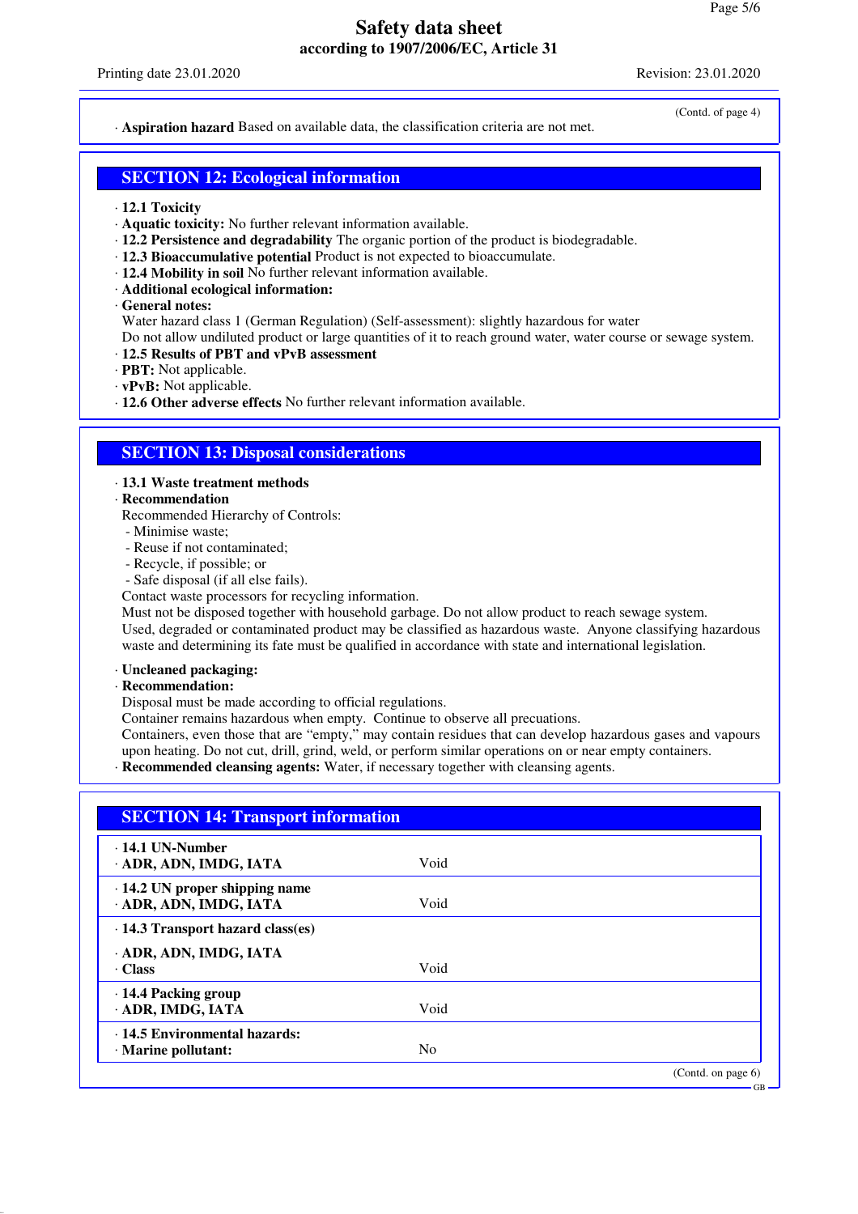(Contd. of page 4)

· **Aspiration hazard** Based on available data, the classification criteria are not met.

## SECTION 12: Ecological information

· **12.1 Toxicity**
· **Aquatic toxicity:** No further relevant information available.
· **12.2 Persistence and degradability** The organic portion of the product is biodegradable.
· **12.3 Bioaccumulative potential** Product is not expected to bioaccumulate.
· **12.4 Mobility in soil** No further relevant information available.
· **Additional ecological information:**
· **General notes:**
Water hazard class 1 (German Regulation) (Self-assessment): slightly hazardous for water
Do not allow undiluted product or large quantities of it to reach ground water, water course or sewage system.
· **12.5 Results of PBT and vPvB assessment**
· **PBT:** Not applicable.
· **vPvB:** Not applicable.
· **12.6 Other adverse effects** No further relevant information available.

## SECTION 13: Disposal considerations

· **13.1 Waste treatment methods**
· **Recommendation**
Recommended Hierarchy of Controls:
- Minimise waste;
- Reuse if not contaminated;
- Recycle, if possible; or
- Safe disposal (if all else fails).

Contact waste processors for recycling information.
Must not be disposed together with household garbage. Do not allow product to reach sewage system.
Used, degraded or contaminated product may be classified as hazardous waste. Anyone classifying hazardous waste and determining its fate must be qualified in accordance with state and international legislation.

· **Uncleaned packaging:**
· **Recommendation:**
Disposal must be made according to official regulations.
Container remains hazardous when empty. Continue to observe all precautions.
Containers, even those that are "empty," may contain residues that can develop hazardous gases and vapours upon heating. Do not cut, drill, grind, weld, or perform similar operations on or near empty containers.
· **Recommended cleansing agents:** Water, if necessary together with cleansing agents.

## SECTION 14: Transport information

| | |
|---|---|
| · **14.1 UN-Number**<br>· **ADR, ADN, IMDG, IATA** | Void |
| · **14.2 UN proper shipping name**<br>· **ADR, ADN, IMDG, IATA** | Void |
| · **14.3 Transport hazard class(es)**<br>· **ADR, ADN, IMDG, IATA**<br>· **Class** | Void |
| · **14.4 Packing group**<br>· **ADR, IMDG, IATA** | Void |
| · **14.5 Environmental hazards:**<br>· **Marine pollutant:** | No |

(Contd. on page 6)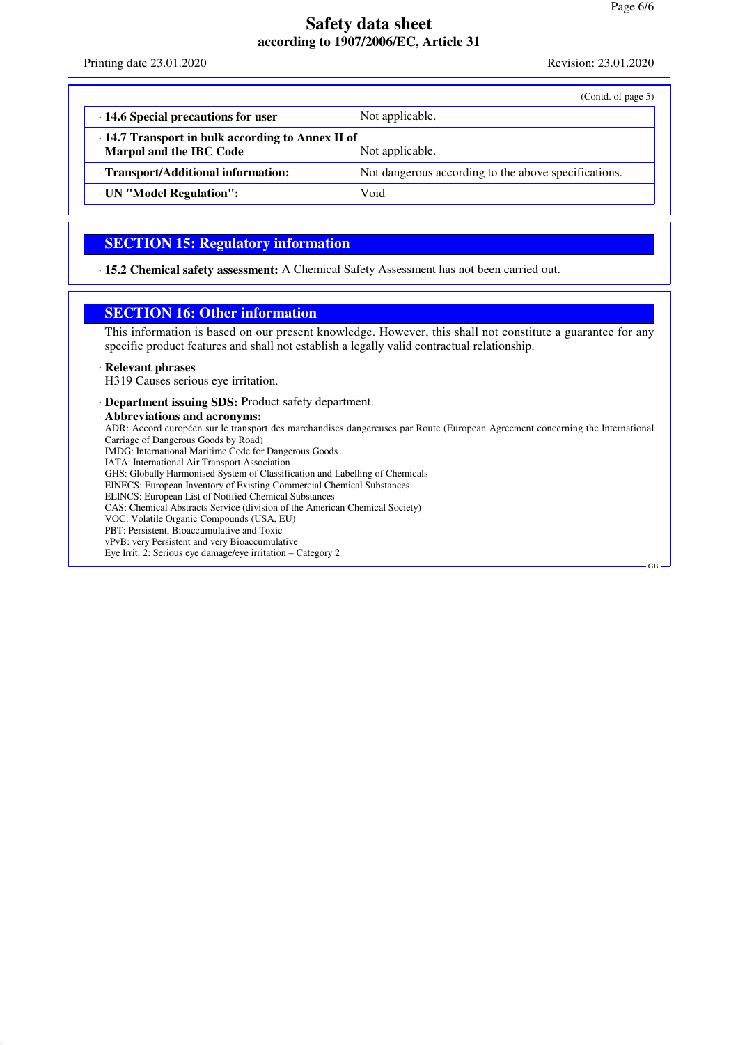(Contd. of page 5)

| | |
|---|---|
| · **14.6 Special precautions for user** | Not applicable. |
| · **14.7 Transport in bulk according to Annex II of Marpol and the IBC Code** | Not applicable. |
| · **Transport/Additional information:** | Not dangerous according to the above specifications. |
| · **UN "Model Regulation":** | Void |

## SECTION 15: Regulatory information

· **15.2 Chemical safety assessment:** A Chemical Safety Assessment has not been carried out.

## SECTION 16: Other information

This information is based on our present knowledge. However, this shall not constitute a guarantee for any specific product features and shall not establish a legally valid contractual relationship.

· **Relevant phrases**
H319 Causes serious eye irritation.

· **Department issuing SDS:** Product safety department.

· **Abbreviations and acronyms:**
ADR: Accord européen sur le transport des marchandises dangereuses par Route (European Agreement concerning the International Carriage of Dangerous Goods by Road)
IMDG: International Maritime Code for Dangerous Goods
IATA: International Air Transport Association
GHS: Globally Harmonised System of Classification and Labelling of Chemicals
EINECS: European Inventory of Existing Commercial Chemical Substances
ELINCS: European List of Notified Chemical Substances
CAS: Chemical Abstracts Service (division of the American Chemical Society)
VOC: Volatile Organic Compounds (USA, EU)
PBT: Persistent, Bioaccumulative and Toxic
vPvB: very Persistent and very Bioaccumulative
Eye Irrit. 2: Serious eye damage/eye irritation – Category 2